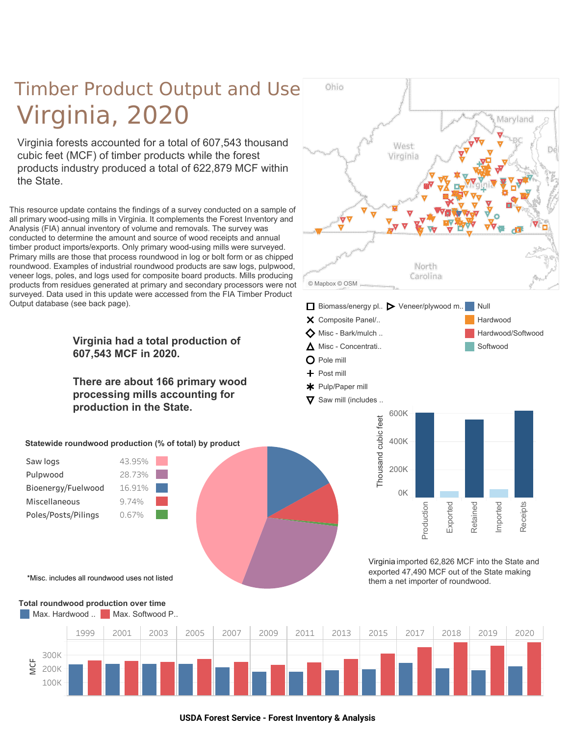# Timber Product Output and Use

# Virginia, 2020

Virginia forests accounted for a total of 607,543 thousand cubic feet (MCF) of timber products while the forest products industry produced a total of 622,879 MCF within the State.

This resource update contains the findings of a survey conducted on a sample of all primary wood-using mills in Virginia. It complements the Forest Inventory and Analysis (FIA) annual inventory of volume and removals. The survey was conducted to determine the amount and source of wood receipts and annual timber product imports/exports. Only primary wood-using mills were surveyed. Primary mills are those that process roundwood in log or bolt form or as chipped roundwood. Examples of industrial roundwood products are saw logs, pulpwood, veneer logs, poles, and logs used for composite board products. Mills producing products from residues generated at primary and secondary processors were not surveyed. Data used in this update were accessed from the FIA Timber Product Output database (see back page).

Ohio, West Virginia, Maryland, DC, Del, Virginia, North Carolina

© Mapbox © OSM

- Biomass/energy pl..
- Veneer/plywood m..
- Composite Panel/..
- Misc - Bark/mulch ..
- Misc - Concentrati..
- Pole mill
- Post mill
- Pulp/Paper mill
- Saw mill (includes ..

- Null
- Hardwood
- Hardwood/Softwood
- Softwood

**Virginia had a total production of 607,543 MCF in 2020.**

**There are about 166 primary wood processing mills accounting for production in the State.**

**Statewide roundwood production (% of total) by product**

| Product | % of total |
| --- | --- |
| Saw logs | 43.95% |
| Pulpwood | 28.73% |
| Bioenergy/Fuelwood | 16.91% |
| Miscellaneous | 9.74% |
| Poles/Posts/Pilings | 0.67% |

*Misc. includes all roundwood uses not listed

Thousand cubic feet: 0K, 200K, 400K, 600K — Production, Exported, Retained, Imported, Receipts

Virginia imported 62,826 MCF into the State and exported 47,490 MCF out of the State making them a net importer of roundwood.

**Total roundwood production over time**

Max. Hardwood .. Max. Softwood P..

MCF: 100K, 200K, 300K — 1999, 2001, 2003, 2005, 2007, 2009, 2011, 2013, 2015, 2017, 2018, 2019, 2020

**USDA Forest Service - Forest Inventory & Analysis**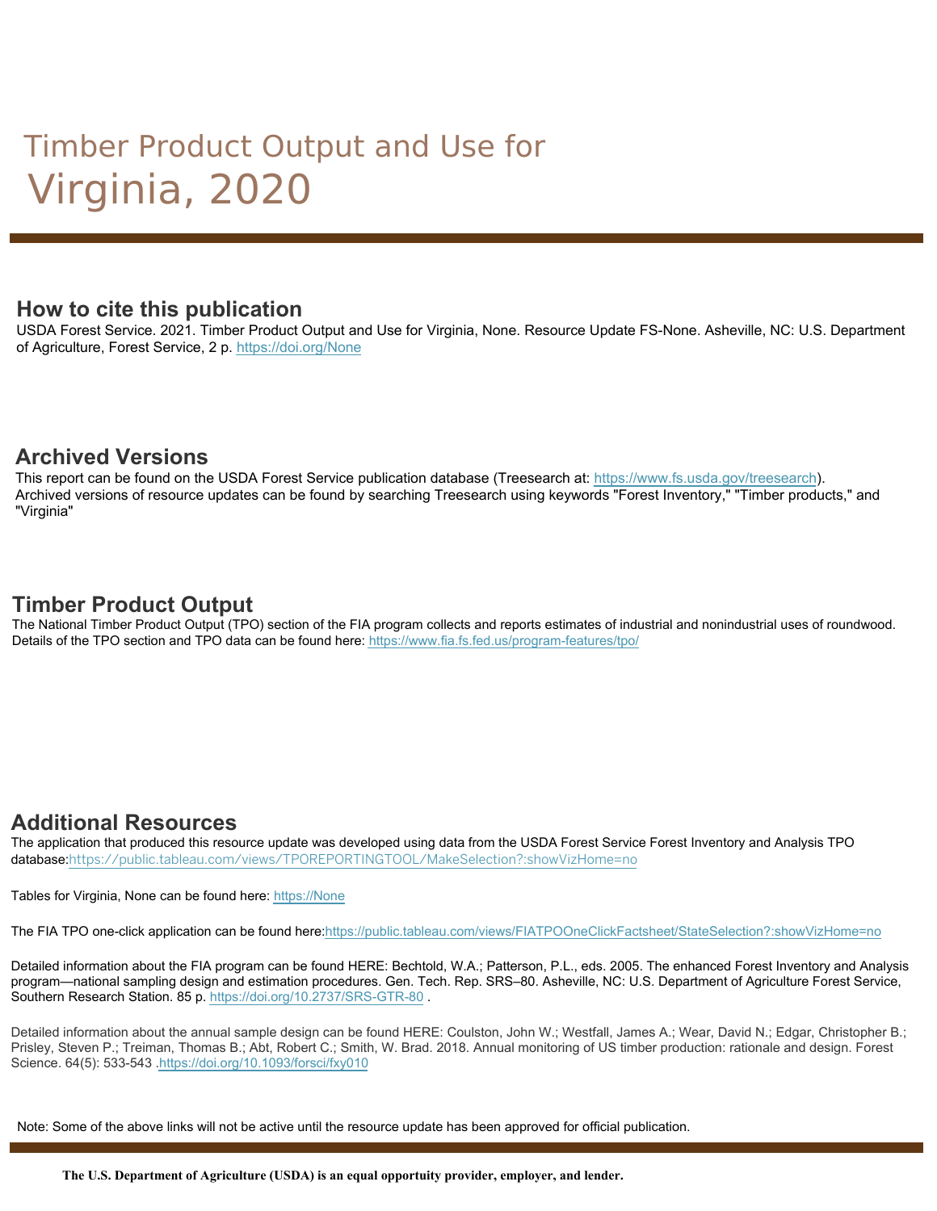# Timber Product Output and Use for Virginia, 2020

## How to cite this publication

USDA Forest Service. 2021. Timber Product Output and Use for Virginia, None. Resource Update FS-None. Asheville, NC: U.S. Department of Agriculture, Forest Service, 2 p. https://doi.org/None

## Archived Versions

This report can be found on the USDA Forest Service publication database (Treesearch at: https://www.fs.usda.gov/treesearch). Archived versions of resource updates can be found by searching Treesearch using keywords "Forest Inventory," "Timber products," and "Virginia"

## Timber Product Output

The National Timber Product Output (TPO) section of the FIA program collects and reports estimates of industrial and nonindustrial uses of roundwood. Details of the TPO section and TPO data can be found here: https://www.fia.fs.fed.us/program-features/tpo/

## Additional Resources

The application that produced this resource update was developed using data from the USDA Forest Service Forest Inventory and Analysis TPO database:https://public.tableau.com/views/TPOREPORTINGTOOL/MakeSelection?:showVizHome=no

Tables for Virginia, None can be found here: https://None

The FIA TPO one-click application can be found here:https://public.tableau.com/views/FIATPOOneClickFactsheet/StateSelection?:showVizHome=no

Detailed information about the FIA program can be found HERE: Bechtold, W.A.; Patterson, P.L., eds. 2005. The enhanced Forest Inventory and Analysis program—national sampling design and estimation procedures. Gen. Tech. Rep. SRS–80. Asheville, NC: U.S. Department of Agriculture Forest Service, Southern Research Station. 85 p. https://doi.org/10.2737/SRS-GTR-80 .

Detailed information about the annual sample design can be found HERE: Coulston, John W.; Westfall, James A.; Wear, David N.; Edgar, Christopher B.; Prisley, Steven P.; Treiman, Thomas B.; Abt, Robert C.; Smith, W. Brad. 2018. Annual monitoring of US timber production: rationale and design. Forest Science. 64(5): 533-543 .https://doi.org/10.1093/forsci/fxy010

Note: Some of the above links will not be active until the resource update has been approved for official publication.

**The U.S. Department of Agriculture (USDA) is an equal opportunity provider, employer, and lender.**